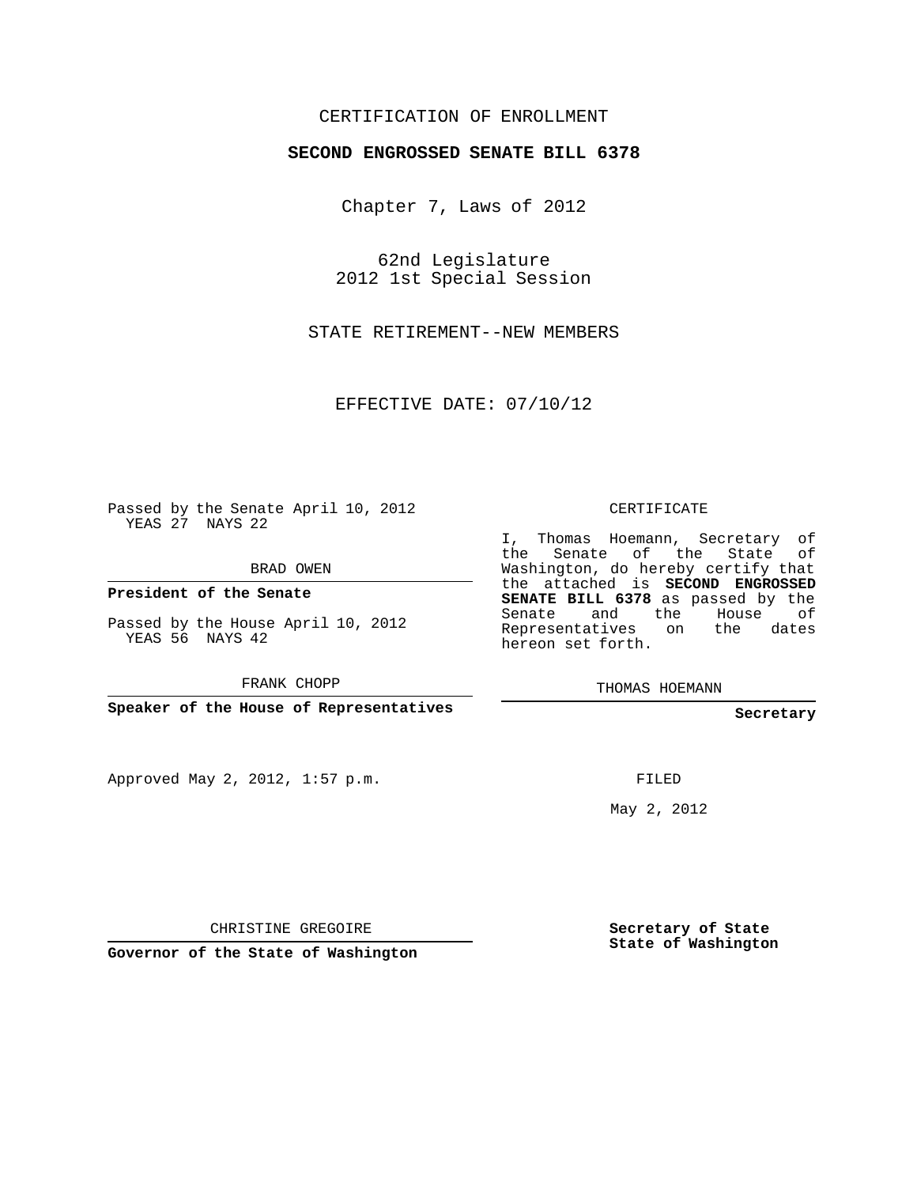CERTIFICATION OF ENROLLMENT

**SECOND ENGROSSED SENATE BILL 6378**

Chapter 7, Laws of 2012

62nd Legislature
2012 1st Special Session

STATE RETIREMENT--NEW MEMBERS

EFFECTIVE DATE: 07/10/12

Passed by the Senate April 10, 2012
YEAS 27 NAYS 22

BRAD OWEN

**President of the Senate**

Passed by the House April 10, 2012
YEAS 56 NAYS 42

FRANK CHOPP

**Speaker of the House of Representatives**

Approved May 2, 2012, 1:57 p.m.

CHRISTINE GREGOIRE

**Governor of the State of Washington**

CERTIFICATE

I, Thomas Hoemann, Secretary of the Senate of the State of Washington, do hereby certify that the attached is **SECOND ENGROSSED SENATE BILL 6378** as passed by the Senate and the House of Representatives on the dates hereon set forth.

THOMAS HOEMANN

**Secretary**

FILED

May 2, 2012

**Secretary of State**
**State of Washington**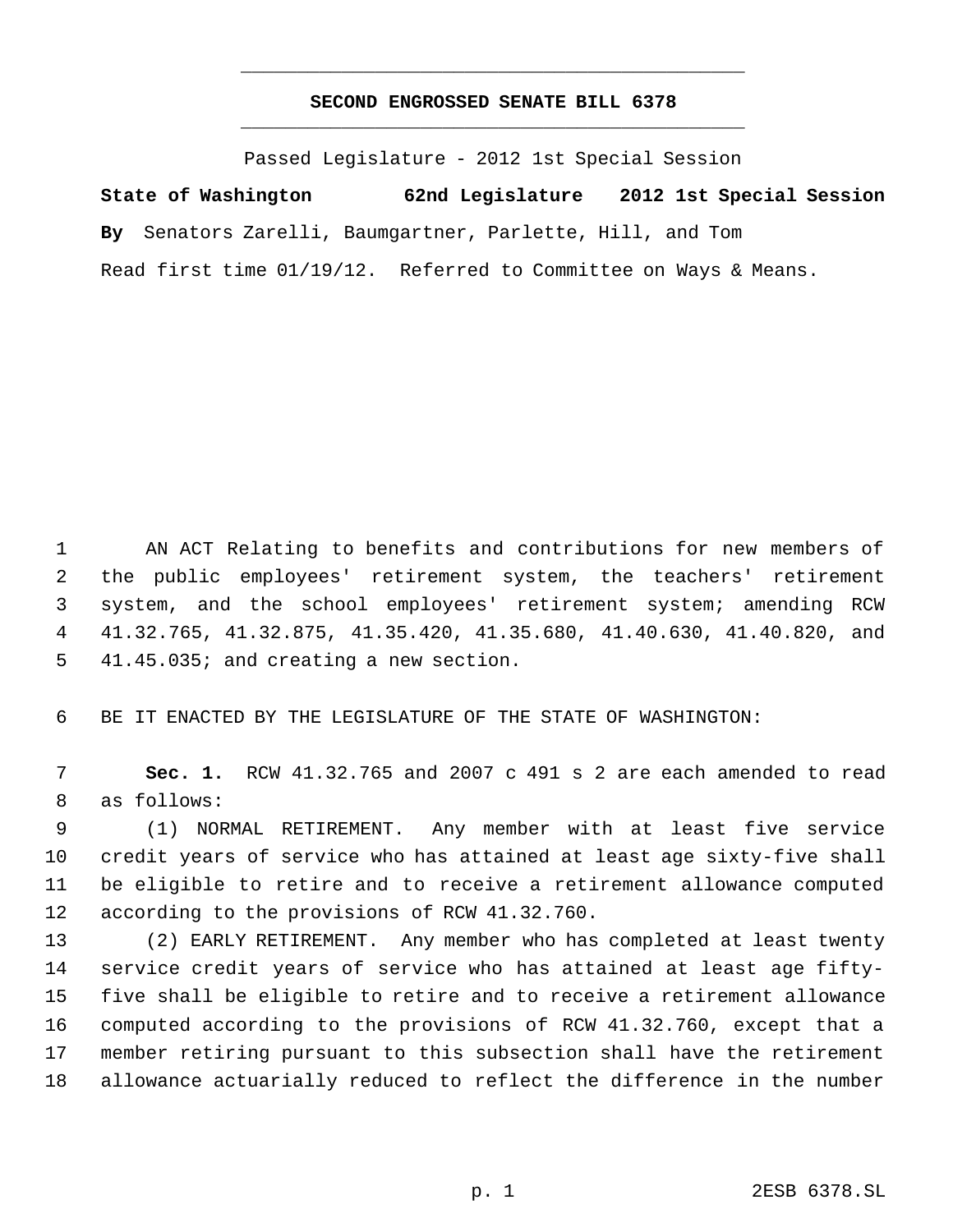# SECOND ENGROSSED SENATE BILL 6378

Passed Legislature - 2012 1st Special Session

**State of Washington 62nd Legislature 2012 1st Special Session**

**By** Senators Zarelli, Baumgartner, Parlette, Hill, and Tom

Read first time 01/19/12. Referred to Committee on Ways & Means.

AN ACT Relating to benefits and contributions for new members of the public employees' retirement system, the teachers' retirement system, and the school employees' retirement system; amending RCW 41.32.765, 41.32.875, 41.35.420, 41.35.680, 41.40.630, 41.40.820, and 41.45.035; and creating a new section.

BE IT ENACTED BY THE LEGISLATURE OF THE STATE OF WASHINGTON:

**Sec. 1.** RCW 41.32.765 and 2007 c 491 s 2 are each amended to read as follows:

(1) NORMAL RETIREMENT. Any member with at least five service credit years of service who has attained at least age sixty-five shall be eligible to retire and to receive a retirement allowance computed according to the provisions of RCW 41.32.760.

(2) EARLY RETIREMENT. Any member who has completed at least twenty service credit years of service who has attained at least age fifty-five shall be eligible to retire and to receive a retirement allowance computed according to the provisions of RCW 41.32.760, except that a member retiring pursuant to this subsection shall have the retirement allowance actuarially reduced to reflect the difference in the number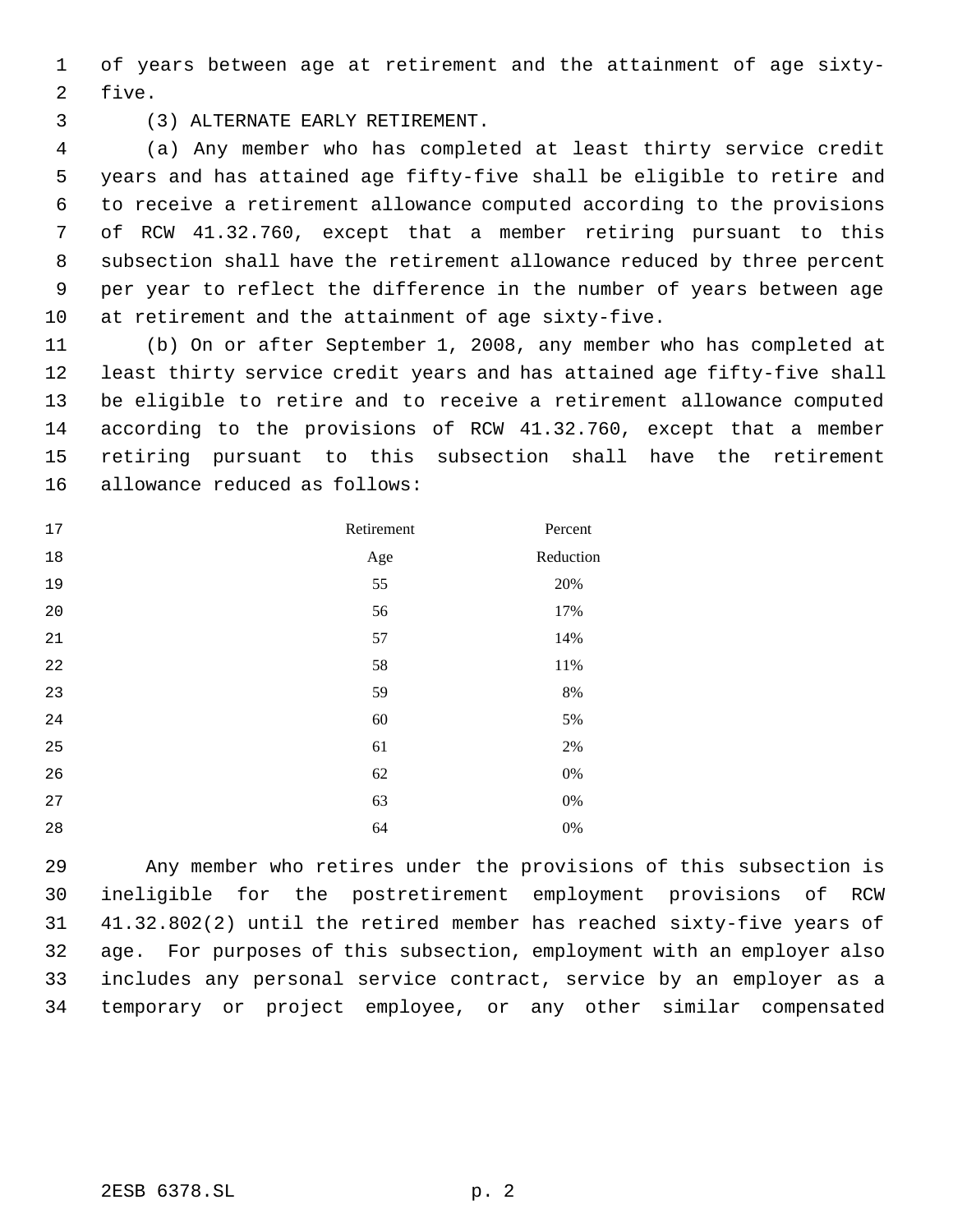of years between age at retirement and the attainment of age sixty-five.

(3) ALTERNATE EARLY RETIREMENT.

(a) Any member who has completed at least thirty service credit years and has attained age fifty-five shall be eligible to retire and to receive a retirement allowance computed according to the provisions of RCW 41.32.760, except that a member retiring pursuant to this subsection shall have the retirement allowance reduced by three percent per year to reflect the difference in the number of years between age at retirement and the attainment of age sixty-five.

(b) On or after September 1, 2008, any member who has completed at least thirty service credit years and has attained age fifty-five shall be eligible to retire and to receive a retirement allowance computed according to the provisions of RCW 41.32.760, except that a member retiring pursuant to this subsection shall have the retirement allowance reduced as follows:

| Retirement Age | Percent Reduction |
|---|---|
| 55 | 20% |
| 56 | 17% |
| 57 | 14% |
| 58 | 11% |
| 59 | 8% |
| 60 | 5% |
| 61 | 2% |
| 62 | 0% |
| 63 | 0% |
| 64 | 0% |

Any member who retires under the provisions of this subsection is ineligible for the postretirement employment provisions of RCW 41.32.802(2) until the retired member has reached sixty-five years of age. For purposes of this subsection, employment with an employer also includes any personal service contract, service by an employer as a temporary or project employee, or any other similar compensated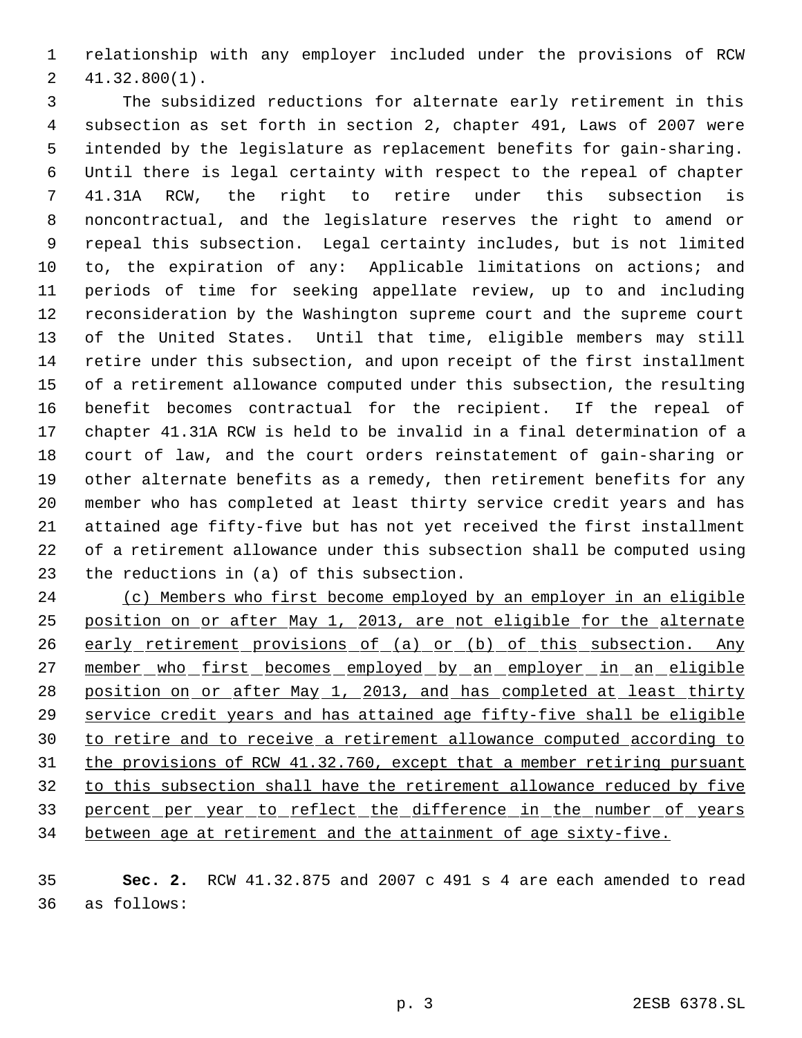relationship with any employer included under the provisions of RCW 41.32.800(1).

The subsidized reductions for alternate early retirement in this subsection as set forth in section 2, chapter 491, Laws of 2007 were intended by the legislature as replacement benefits for gain-sharing. Until there is legal certainty with respect to the repeal of chapter 41.31A RCW, the right to retire under this subsection is noncontractual, and the legislature reserves the right to amend or repeal this subsection. Legal certainty includes, but is not limited to, the expiration of any: Applicable limitations on actions; and periods of time for seeking appellate review, up to and including reconsideration by the Washington supreme court and the supreme court of the United States. Until that time, eligible members may still retire under this subsection, and upon receipt of the first installment of a retirement allowance computed under this subsection, the resulting benefit becomes contractual for the recipient. If the repeal of chapter 41.31A RCW is held to be invalid in a final determination of a court of law, and the court orders reinstatement of gain-sharing or other alternate benefits as a remedy, then retirement benefits for any member who has completed at least thirty service credit years and has attained age fifty-five but has not yet received the first installment of a retirement allowance under this subsection shall be computed using the reductions in (a) of this subsection.

<u>(c) Members who first become employed by an employer in an eligible position on or after May 1, 2013, are not eligible for the alternate early retirement provisions of (a) or (b) of this subsection. Any member who first becomes employed by an employer in an eligible position on or after May 1, 2013, and has completed at least thirty service credit years and has attained age fifty-five shall be eligible to retire and to receive a retirement allowance computed according to the provisions of RCW 41.32.760, except that a member retiring pursuant to this subsection shall have the retirement allowance reduced by five percent per year to reflect the difference in the number of years between age at retirement and the attainment of age sixty-five.</u>

**Sec. 2.** RCW 41.32.875 and 2007 c 491 s 4 are each amended to read as follows: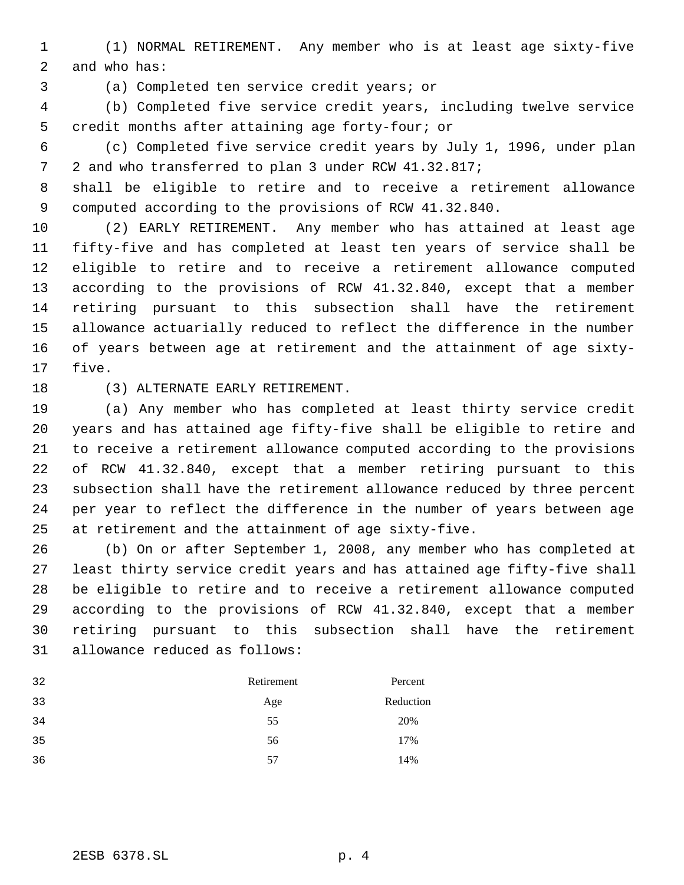(1) NORMAL RETIREMENT. Any member who is at least age sixty-five and who has:

(a) Completed ten service credit years; or

(b) Completed five service credit years, including twelve service credit months after attaining age forty-four; or

(c) Completed five service credit years by July 1, 1996, under plan 2 and who transferred to plan 3 under RCW 41.32.817;

shall be eligible to retire and to receive a retirement allowance computed according to the provisions of RCW 41.32.840.

(2) EARLY RETIREMENT. Any member who has attained at least age fifty-five and has completed at least ten years of service shall be eligible to retire and to receive a retirement allowance computed according to the provisions of RCW 41.32.840, except that a member retiring pursuant to this subsection shall have the retirement allowance actuarially reduced to reflect the difference in the number of years between age at retirement and the attainment of age sixty-five.

(3) ALTERNATE EARLY RETIREMENT.

(a) Any member who has completed at least thirty service credit years and has attained age fifty-five shall be eligible to retire and to receive a retirement allowance computed according to the provisions of RCW 41.32.840, except that a member retiring pursuant to this subsection shall have the retirement allowance reduced by three percent per year to reflect the difference in the number of years between age at retirement and the attainment of age sixty-five.

(b) On or after September 1, 2008, any member who has completed at least thirty service credit years and has attained age fifty-five shall be eligible to retire and to receive a retirement allowance computed according to the provisions of RCW 41.32.840, except that a member retiring pursuant to this subsection shall have the retirement allowance reduced as follows:

| Retirement Age | Percent Reduction |
|---|---|
| 55 | 20% |
| 56 | 17% |
| 57 | 14% |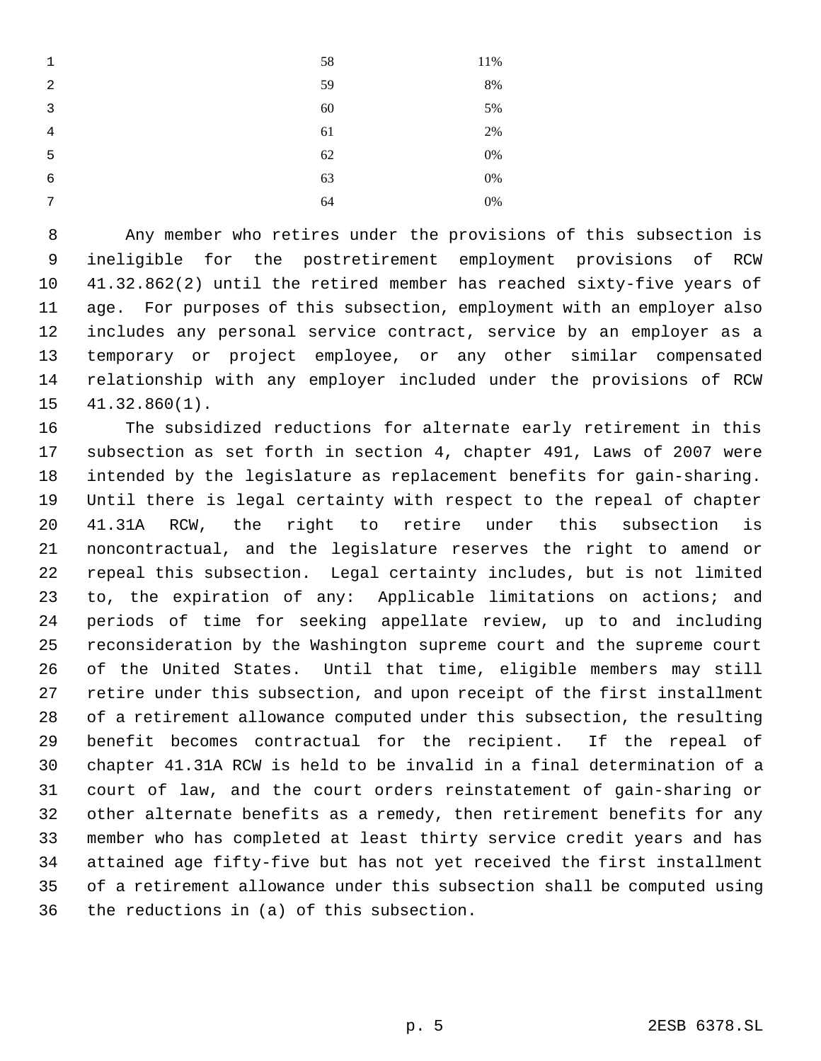| Age | Reduction |
|---|---|
| 58 | 11% |
| 59 | 8% |
| 60 | 5% |
| 61 | 2% |
| 62 | 0% |
| 63 | 0% |
| 64 | 0% |

Any member who retires under the provisions of this subsection is ineligible for the postretirement employment provisions of RCW 41.32.862(2) until the retired member has reached sixty-five years of age. For purposes of this subsection, employment with an employer also includes any personal service contract, service by an employer as a temporary or project employee, or any other similar compensated relationship with any employer included under the provisions of RCW 41.32.860(1).

The subsidized reductions for alternate early retirement in this subsection as set forth in section 4, chapter 491, Laws of 2007 were intended by the legislature as replacement benefits for gain-sharing. Until there is legal certainty with respect to the repeal of chapter 41.31A RCW, the right to retire under this subsection is noncontractual, and the legislature reserves the right to amend or repeal this subsection. Legal certainty includes, but is not limited to, the expiration of any: Applicable limitations on actions; and periods of time for seeking appellate review, up to and including reconsideration by the Washington supreme court and the supreme court of the United States. Until that time, eligible members may still retire under this subsection, and upon receipt of the first installment of a retirement allowance computed under this subsection, the resulting benefit becomes contractual for the recipient. If the repeal of chapter 41.31A RCW is held to be invalid in a final determination of a court of law, and the court orders reinstatement of gain-sharing or other alternate benefits as a remedy, then retirement benefits for any member who has completed at least thirty service credit years and has attained age fifty-five but has not yet received the first installment of a retirement allowance under this subsection shall be computed using the reductions in (a) of this subsection.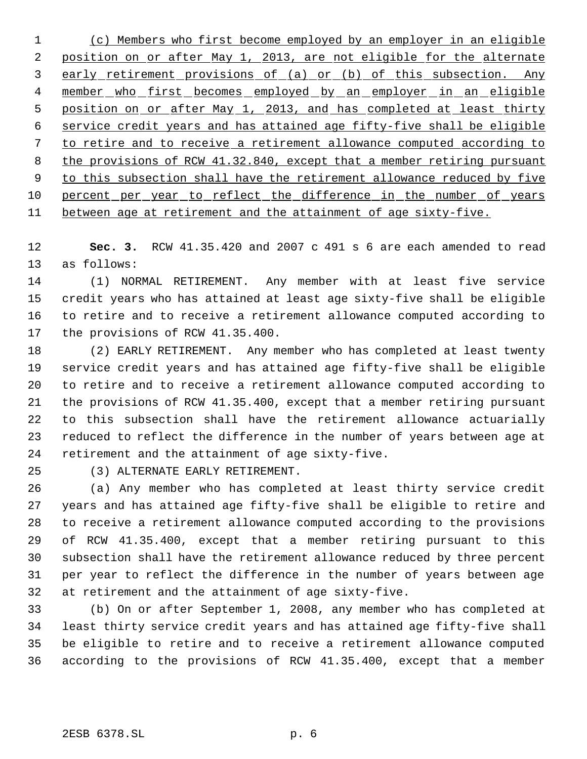(c) Members who first become employed by an employer in an eligible position on or after May 1, 2013, are not eligible for the alternate early retirement provisions of (a) or (b) of this subsection. Any member who first becomes employed by an employer in an eligible position on or after May 1, 2013, and has completed at least thirty service credit years and has attained age fifty-five shall be eligible to retire and to receive a retirement allowance computed according to the provisions of RCW 41.32.840, except that a member retiring pursuant to this subsection shall have the retirement allowance reduced by five percent per year to reflect the difference in the number of years between age at retirement and the attainment of age sixty-five.

**Sec. 3.** RCW 41.35.420 and 2007 c 491 s 6 are each amended to read as follows:

(1) NORMAL RETIREMENT. Any member with at least five service credit years who has attained at least age sixty-five shall be eligible to retire and to receive a retirement allowance computed according to the provisions of RCW 41.35.400.

(2) EARLY RETIREMENT. Any member who has completed at least twenty service credit years and has attained age fifty-five shall be eligible to retire and to receive a retirement allowance computed according to the provisions of RCW 41.35.400, except that a member retiring pursuant to this subsection shall have the retirement allowance actuarially reduced to reflect the difference in the number of years between age at retirement and the attainment of age sixty-five.

(3) ALTERNATE EARLY RETIREMENT.

(a) Any member who has completed at least thirty service credit years and has attained age fifty-five shall be eligible to retire and to receive a retirement allowance computed according to the provisions of RCW 41.35.400, except that a member retiring pursuant to this subsection shall have the retirement allowance reduced by three percent per year to reflect the difference in the number of years between age at retirement and the attainment of age sixty-five.

(b) On or after September 1, 2008, any member who has completed at least thirty service credit years and has attained age fifty-five shall be eligible to retire and to receive a retirement allowance computed according to the provisions of RCW 41.35.400, except that a member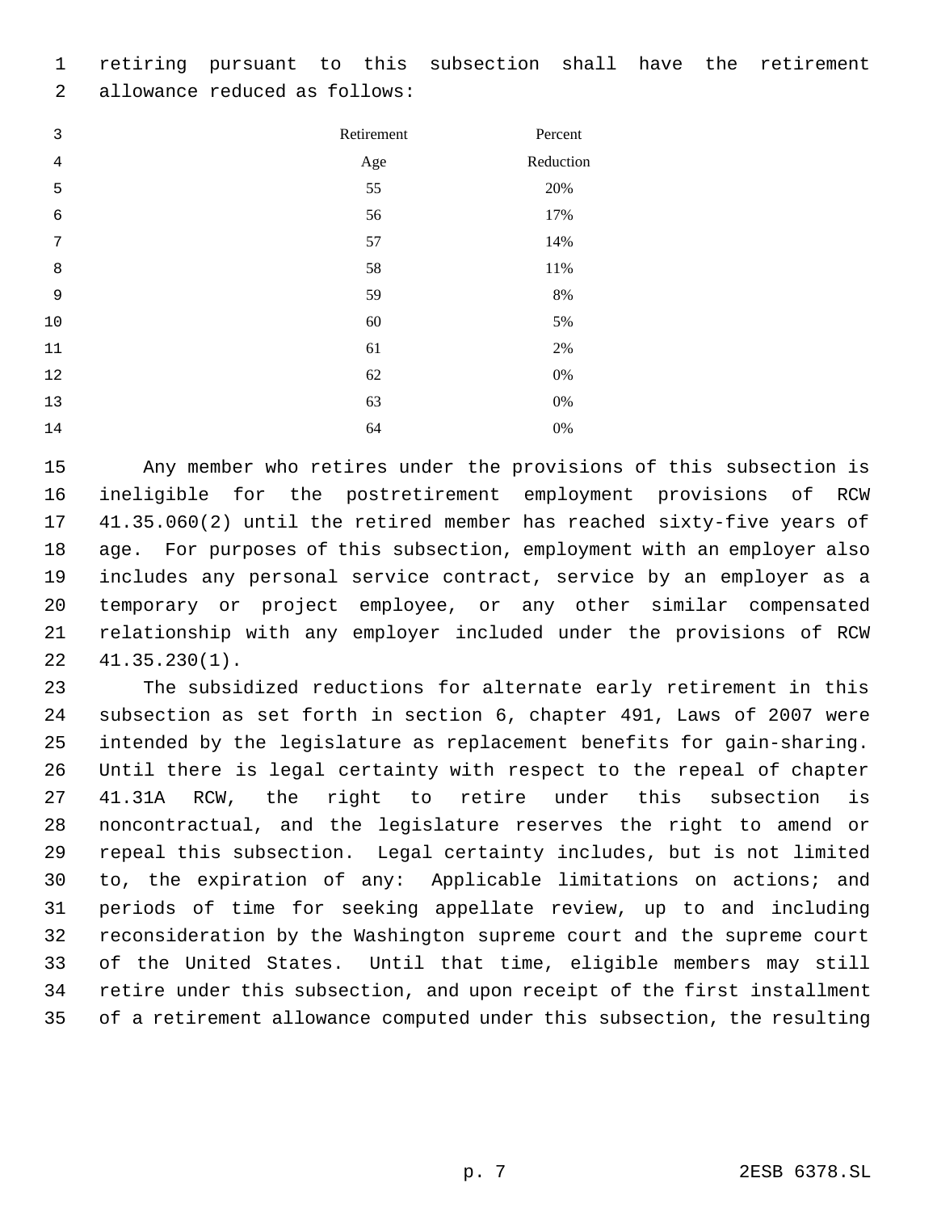retiring pursuant to this subsection shall have the retirement allowance reduced as follows:

| Retirement Age | Percent Reduction |
|---|---|
| 55 | 20% |
| 56 | 17% |
| 57 | 14% |
| 58 | 11% |
| 59 | 8% |
| 60 | 5% |
| 61 | 2% |
| 62 | 0% |
| 63 | 0% |
| 64 | 0% |

Any member who retires under the provisions of this subsection is ineligible for the postretirement employment provisions of RCW 41.35.060(2) until the retired member has reached sixty-five years of age. For purposes of this subsection, employment with an employer also includes any personal service contract, service by an employer as a temporary or project employee, or any other similar compensated relationship with any employer included under the provisions of RCW 41.35.230(1).

The subsidized reductions for alternate early retirement in this subsection as set forth in section 6, chapter 491, Laws of 2007 were intended by the legislature as replacement benefits for gain-sharing. Until there is legal certainty with respect to the repeal of chapter 41.31A RCW, the right to retire under this subsection is noncontractual, and the legislature reserves the right to amend or repeal this subsection. Legal certainty includes, but is not limited to, the expiration of any: Applicable limitations on actions; and periods of time for seeking appellate review, up to and including reconsideration by the Washington supreme court and the supreme court of the United States. Until that time, eligible members may still retire under this subsection, and upon receipt of the first installment of a retirement allowance computed under this subsection, the resulting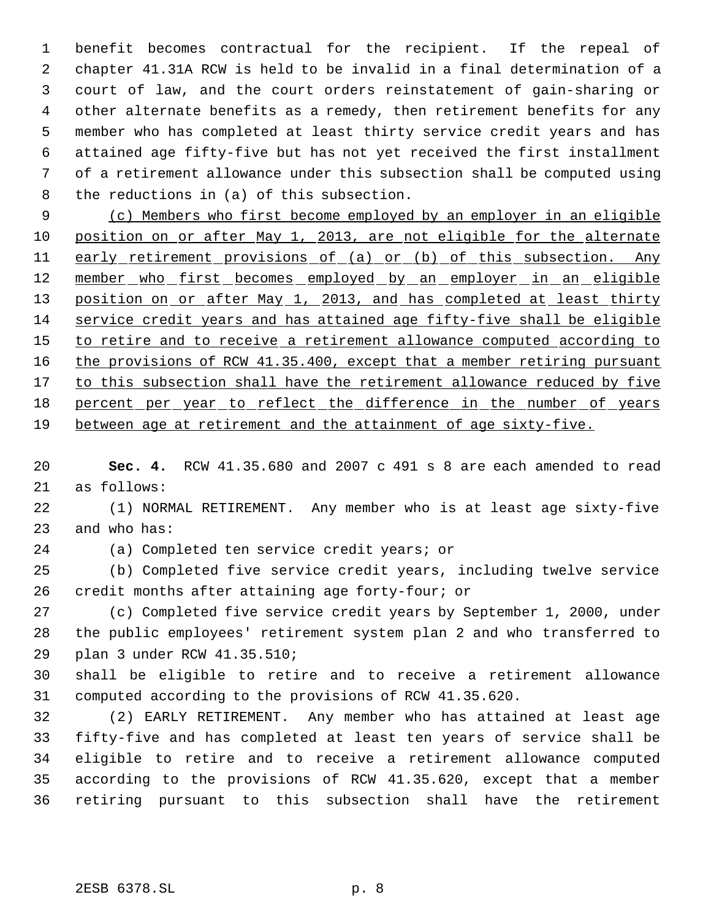benefit becomes contractual for the recipient. If the repeal of chapter 41.31A RCW is held to be invalid in a final determination of a court of law, and the court orders reinstatement of gain-sharing or other alternate benefits as a remedy, then retirement benefits for any member who has completed at least thirty service credit years and has attained age fifty-five but has not yet received the first installment of a retirement allowance under this subsection shall be computed using the reductions in (a) of this subsection.

(c) Members who first become employed by an employer in an eligible position on or after May 1, 2013, are not eligible for the alternate early retirement provisions of (a) or (b) of this subsection. Any member who first becomes employed by an employer in an eligible position on or after May 1, 2013, and has completed at least thirty service credit years and has attained age fifty-five shall be eligible to retire and to receive a retirement allowance computed according to the provisions of RCW 41.35.400, except that a member retiring pursuant to this subsection shall have the retirement allowance reduced by five percent per year to reflect the difference in the number of years between age at retirement and the attainment of age sixty-five.

**Sec. 4.** RCW 41.35.680 and 2007 c 491 s 8 are each amended to read as follows:

(1) NORMAL RETIREMENT. Any member who is at least age sixty-five and who has:

(a) Completed ten service credit years; or

(b) Completed five service credit years, including twelve service credit months after attaining age forty-four; or

(c) Completed five service credit years by September 1, 2000, under the public employees' retirement system plan 2 and who transferred to plan 3 under RCW 41.35.510;

shall be eligible to retire and to receive a retirement allowance computed according to the provisions of RCW 41.35.620.

(2) EARLY RETIREMENT. Any member who has attained at least age fifty-five and has completed at least ten years of service shall be eligible to retire and to receive a retirement allowance computed according to the provisions of RCW 41.35.620, except that a member retiring pursuant to this subsection shall have the retirement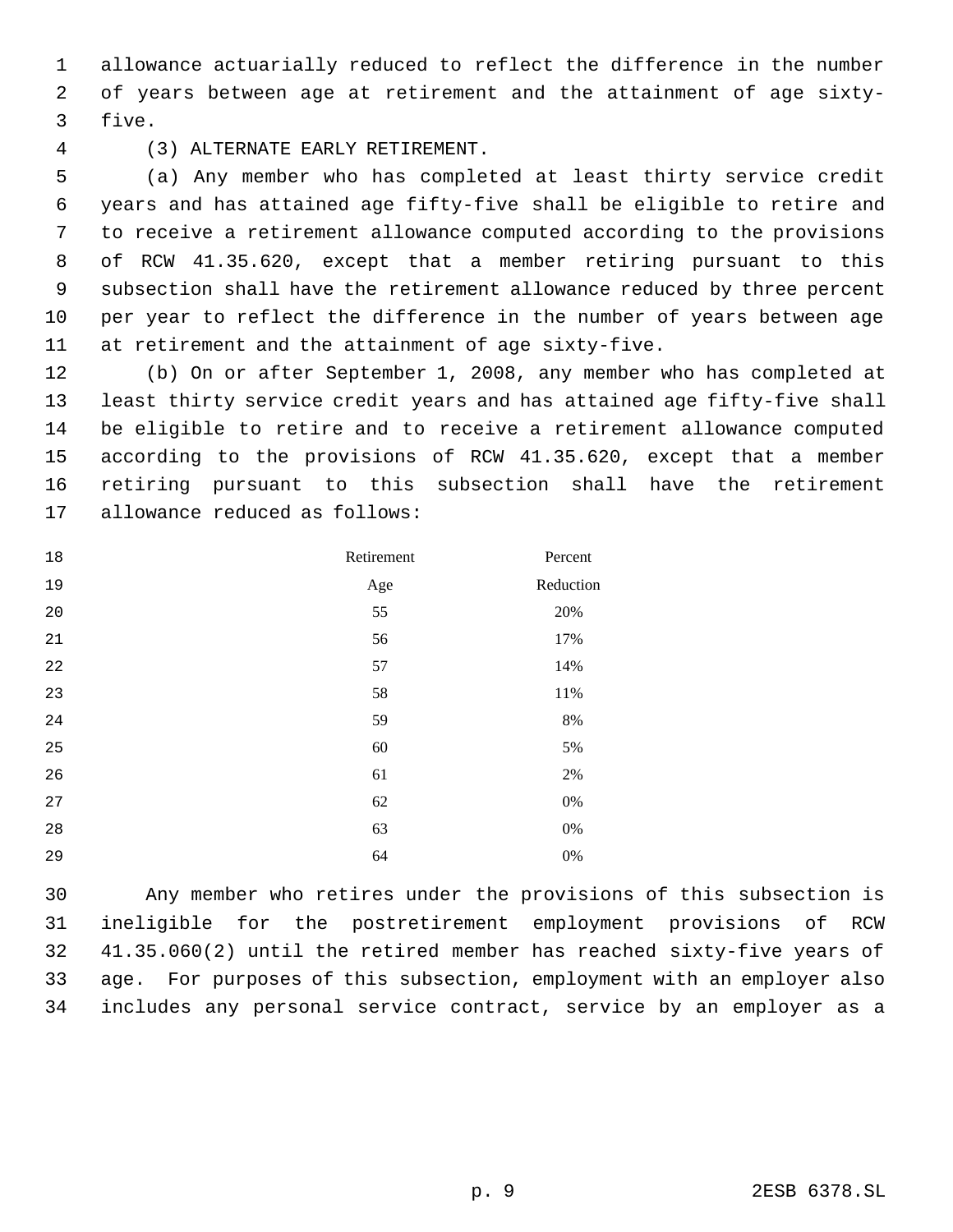allowance actuarially reduced to reflect the difference in the number of years between age at retirement and the attainment of age sixty-five.

(3) ALTERNATE EARLY RETIREMENT.

(a) Any member who has completed at least thirty service credit years and has attained age fifty-five shall be eligible to retire and to receive a retirement allowance computed according to the provisions of RCW 41.35.620, except that a member retiring pursuant to this subsection shall have the retirement allowance reduced by three percent per year to reflect the difference in the number of years between age at retirement and the attainment of age sixty-five.

(b) On or after September 1, 2008, any member who has completed at least thirty service credit years and has attained age fifty-five shall be eligible to retire and to receive a retirement allowance computed according to the provisions of RCW 41.35.620, except that a member retiring pursuant to this subsection shall have the retirement allowance reduced as follows:

| Retirement Age | Percent Reduction |
|---|---|
| 55 | 20% |
| 56 | 17% |
| 57 | 14% |
| 58 | 11% |
| 59 | 8% |
| 60 | 5% |
| 61 | 2% |
| 62 | 0% |
| 63 | 0% |
| 64 | 0% |

Any member who retires under the provisions of this subsection is ineligible for the postretirement employment provisions of RCW 41.35.060(2) until the retired member has reached sixty-five years of age. For purposes of this subsection, employment with an employer also includes any personal service contract, service by an employer as a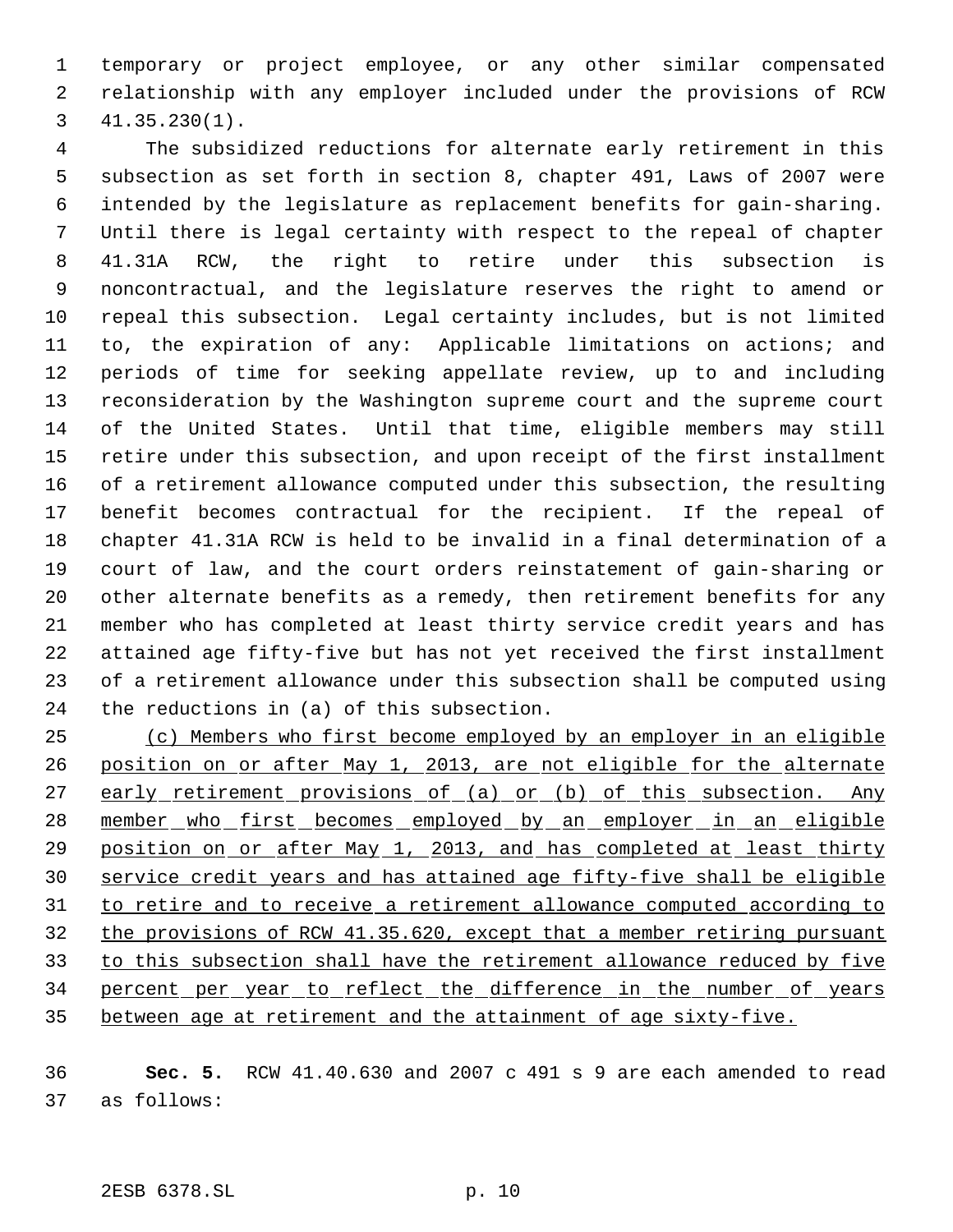temporary or project employee, or any other similar compensated relationship with any employer included under the provisions of RCW 41.35.230(1).

The subsidized reductions for alternate early retirement in this subsection as set forth in section 8, chapter 491, Laws of 2007 were intended by the legislature as replacement benefits for gain-sharing. Until there is legal certainty with respect to the repeal of chapter 41.31A RCW, the right to retire under this subsection is noncontractual, and the legislature reserves the right to amend or repeal this subsection. Legal certainty includes, but is not limited to, the expiration of any: Applicable limitations on actions; and periods of time for seeking appellate review, up to and including reconsideration by the Washington supreme court and the supreme court of the United States. Until that time, eligible members may still retire under this subsection, and upon receipt of the first installment of a retirement allowance computed under this subsection, the resulting benefit becomes contractual for the recipient. If the repeal of chapter 41.31A RCW is held to be invalid in a final determination of a court of law, and the court orders reinstatement of gain-sharing or other alternate benefits as a remedy, then retirement benefits for any member who has completed at least thirty service credit years and has attained age fifty-five but has not yet received the first installment of a retirement allowance under this subsection shall be computed using the reductions in (a) of this subsection.

(c) Members who first become employed by an employer in an eligible position on or after May 1, 2013, are not eligible for the alternate early retirement provisions of (a) or (b) of this subsection. Any member who first becomes employed by an employer in an eligible position on or after May 1, 2013, and has completed at least thirty service credit years and has attained age fifty-five shall be eligible to retire and to receive a retirement allowance computed according to the provisions of RCW 41.35.620, except that a member retiring pursuant to this subsection shall have the retirement allowance reduced by five percent per year to reflect the difference in the number of years between age at retirement and the attainment of age sixty-five.

**Sec. 5.** RCW 41.40.630 and 2007 c 491 s 9 are each amended to read as follows: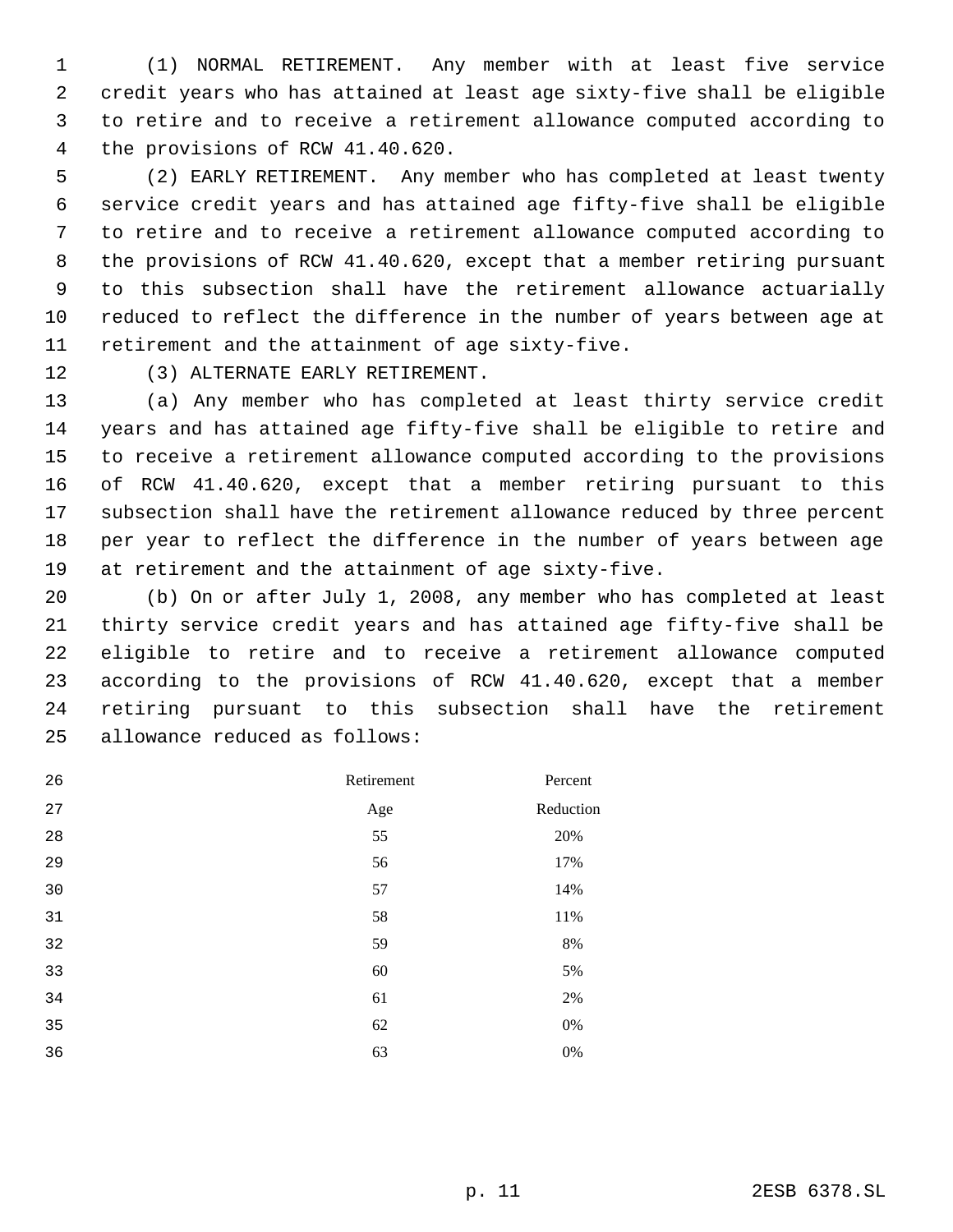(1) NORMAL RETIREMENT. Any member with at least five service credit years who has attained at least age sixty-five shall be eligible to retire and to receive a retirement allowance computed according to the provisions of RCW 41.40.620.

(2) EARLY RETIREMENT. Any member who has completed at least twenty service credit years and has attained age fifty-five shall be eligible to retire and to receive a retirement allowance computed according to the provisions of RCW 41.40.620, except that a member retiring pursuant to this subsection shall have the retirement allowance actuarially reduced to reflect the difference in the number of years between age at retirement and the attainment of age sixty-five.

(3) ALTERNATE EARLY RETIREMENT.

(a) Any member who has completed at least thirty service credit years and has attained age fifty-five shall be eligible to retire and to receive a retirement allowance computed according to the provisions of RCW 41.40.620, except that a member retiring pursuant to this subsection shall have the retirement allowance reduced by three percent per year to reflect the difference in the number of years between age at retirement and the attainment of age sixty-five.

(b) On or after July 1, 2008, any member who has completed at least thirty service credit years and has attained age fifty-five shall be eligible to retire and to receive a retirement allowance computed according to the provisions of RCW 41.40.620, except that a member retiring pursuant to this subsection shall have the retirement allowance reduced as follows:

| Retirement Age | Percent Reduction |
|---|---|
| 55 | 20% |
| 56 | 17% |
| 57 | 14% |
| 58 | 11% |
| 59 | 8% |
| 60 | 5% |
| 61 | 2% |
| 62 | 0% |
| 63 | 0% |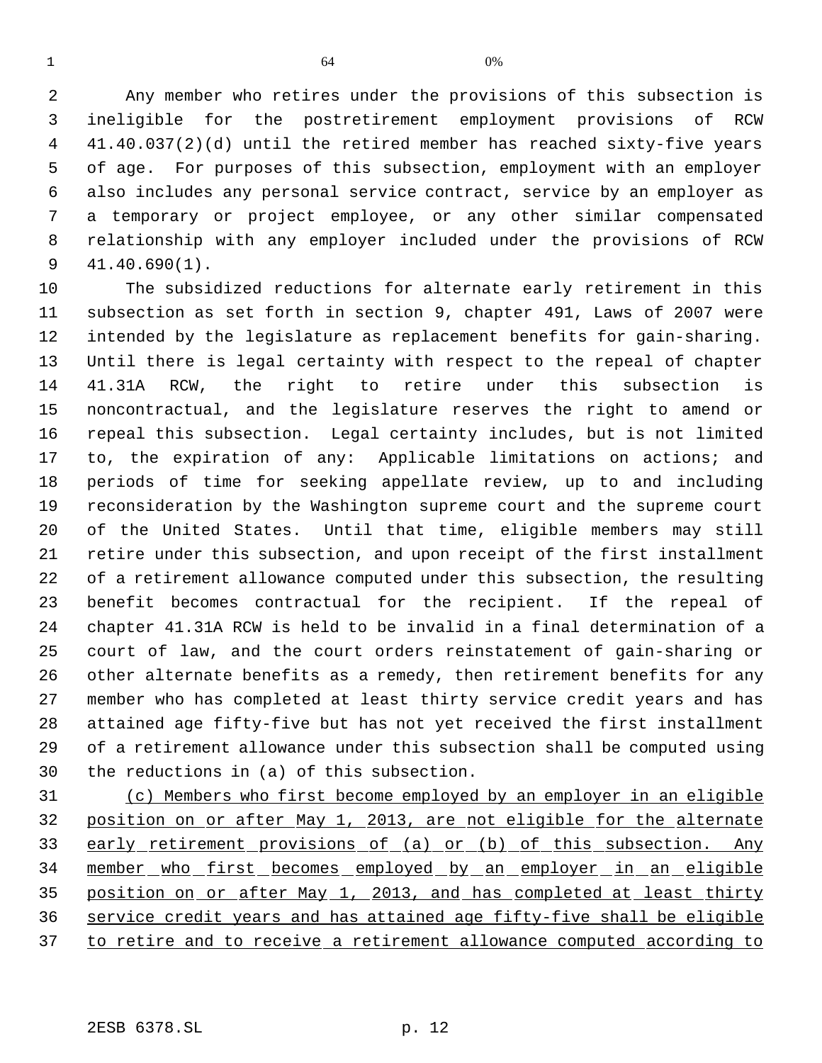| 64 | 0% |
|---|---|

Any member who retires under the provisions of this subsection is ineligible for the postretirement employment provisions of RCW 41.40.037(2)(d) until the retired member has reached sixty-five years of age. For purposes of this subsection, employment with an employer also includes any personal service contract, service by an employer as a temporary or project employee, or any other similar compensated relationship with any employer included under the provisions of RCW 41.40.690(1).

The subsidized reductions for alternate early retirement in this subsection as set forth in section 9, chapter 491, Laws of 2007 were intended by the legislature as replacement benefits for gain-sharing. Until there is legal certainty with respect to the repeal of chapter 41.31A RCW, the right to retire under this subsection is noncontractual, and the legislature reserves the right to amend or repeal this subsection. Legal certainty includes, but is not limited to, the expiration of any: Applicable limitations on actions; and periods of time for seeking appellate review, up to and including reconsideration by the Washington supreme court and the supreme court of the United States. Until that time, eligible members may still retire under this subsection, and upon receipt of the first installment of a retirement allowance computed under this subsection, the resulting benefit becomes contractual for the recipient. If the repeal of chapter 41.31A RCW is held to be invalid in a final determination of a court of law, and the court orders reinstatement of gain-sharing or other alternate benefits as a remedy, then retirement benefits for any member who has completed at least thirty service credit years and has attained age fifty-five but has not yet received the first installment of a retirement allowance under this subsection shall be computed using the reductions in (a) of this subsection.

<u>(c) Members who first become employed by an employer in an eligible position on or after May 1, 2013, are not eligible for the alternate early retirement provisions of (a) or (b) of this subsection. Any member who first becomes employed by an employer in an eligible position on or after May 1, 2013, and has completed at least thirty service credit years and has attained age fifty-five shall be eligible to retire and to receive a retirement allowance computed according to</u>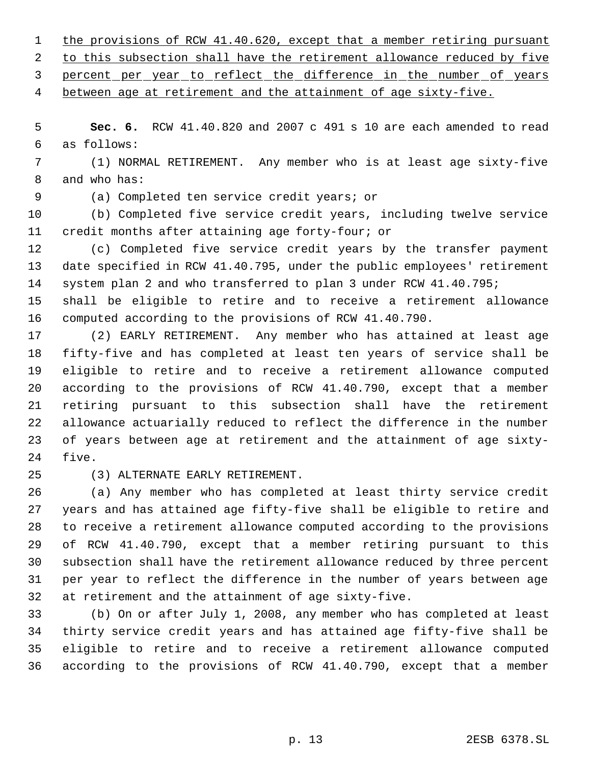the provisions of RCW 41.40.620, except that a member retiring pursuant to this subsection shall have the retirement allowance reduced by five percent per year to reflect the difference in the number of years between age at retirement and the attainment of age sixty-five.

**Sec. 6.** RCW 41.40.820 and 2007 c 491 s 10 are each amended to read as follows:

(1) NORMAL RETIREMENT. Any member who is at least age sixty-five and who has:

(a) Completed ten service credit years; or

(b) Completed five service credit years, including twelve service credit months after attaining age forty-four; or

(c) Completed five service credit years by the transfer payment date specified in RCW 41.40.795, under the public employees' retirement system plan 2 and who transferred to plan 3 under RCW 41.40.795;

shall be eligible to retire and to receive a retirement allowance computed according to the provisions of RCW 41.40.790.

(2) EARLY RETIREMENT. Any member who has attained at least age fifty-five and has completed at least ten years of service shall be eligible to retire and to receive a retirement allowance computed according to the provisions of RCW 41.40.790, except that a member retiring pursuant to this subsection shall have the retirement allowance actuarially reduced to reflect the difference in the number of years between age at retirement and the attainment of age sixty-five.

(3) ALTERNATE EARLY RETIREMENT.

(a) Any member who has completed at least thirty service credit years and has attained age fifty-five shall be eligible to retire and to receive a retirement allowance computed according to the provisions of RCW 41.40.790, except that a member retiring pursuant to this subsection shall have the retirement allowance reduced by three percent per year to reflect the difference in the number of years between age at retirement and the attainment of age sixty-five.

(b) On or after July 1, 2008, any member who has completed at least thirty service credit years and has attained age fifty-five shall be eligible to retire and to receive a retirement allowance computed according to the provisions of RCW 41.40.790, except that a member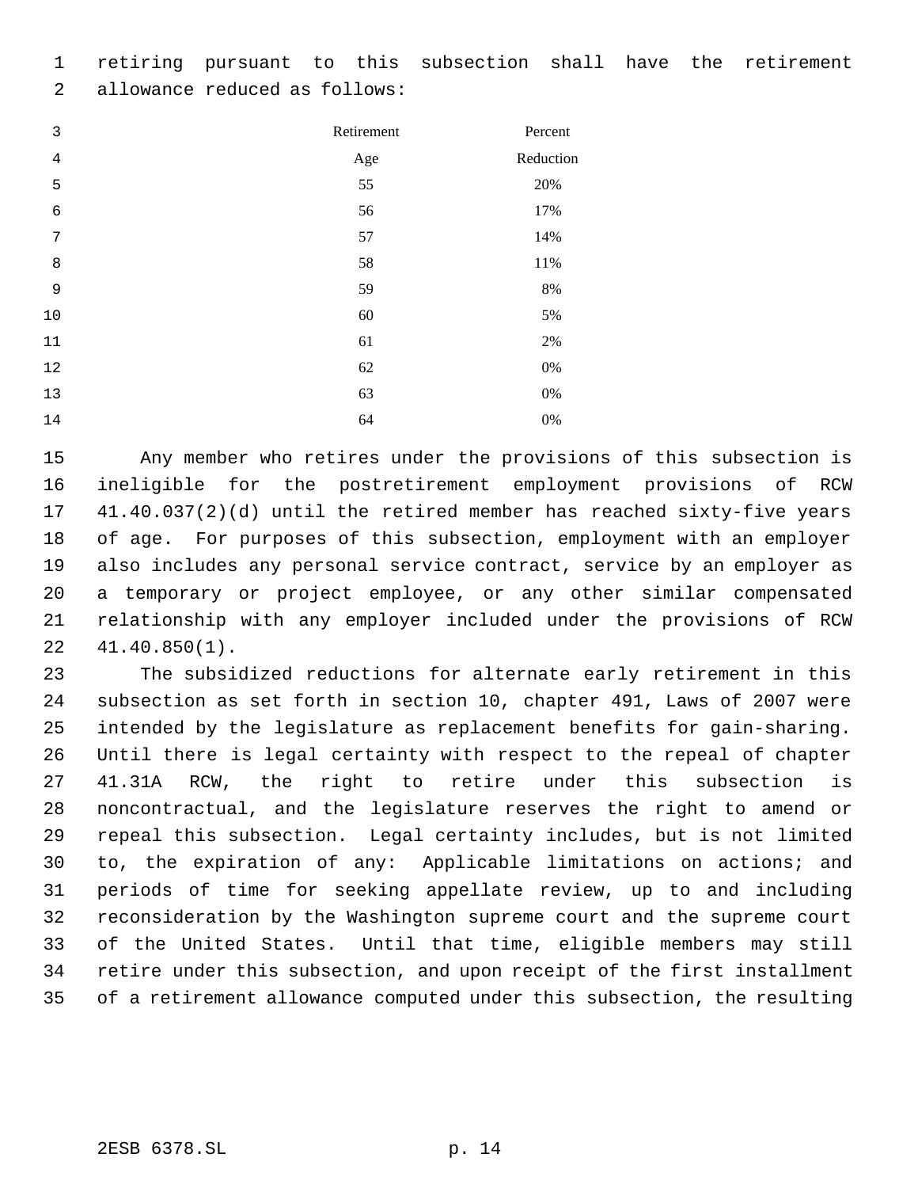retiring pursuant to this subsection shall have the retirement allowance reduced as follows:

| Retirement Age | Percent Reduction |
|---|---|
| 55 | 20% |
| 56 | 17% |
| 57 | 14% |
| 58 | 11% |
| 59 | 8% |
| 60 | 5% |
| 61 | 2% |
| 62 | 0% |
| 63 | 0% |
| 64 | 0% |

Any member who retires under the provisions of this subsection is ineligible for the postretirement employment provisions of RCW 41.40.037(2)(d) until the retired member has reached sixty-five years of age. For purposes of this subsection, employment with an employer also includes any personal service contract, service by an employer as a temporary or project employee, or any other similar compensated relationship with any employer included under the provisions of RCW 41.40.850(1).

The subsidized reductions for alternate early retirement in this subsection as set forth in section 10, chapter 491, Laws of 2007 were intended by the legislature as replacement benefits for gain-sharing. Until there is legal certainty with respect to the repeal of chapter 41.31A RCW, the right to retire under this subsection is noncontractual, and the legislature reserves the right to amend or repeal this subsection. Legal certainty includes, but is not limited to, the expiration of any: Applicable limitations on actions; and periods of time for seeking appellate review, up to and including reconsideration by the Washington supreme court and the supreme court of the United States. Until that time, eligible members may still retire under this subsection, and upon receipt of the first installment of a retirement allowance computed under this subsection, the resulting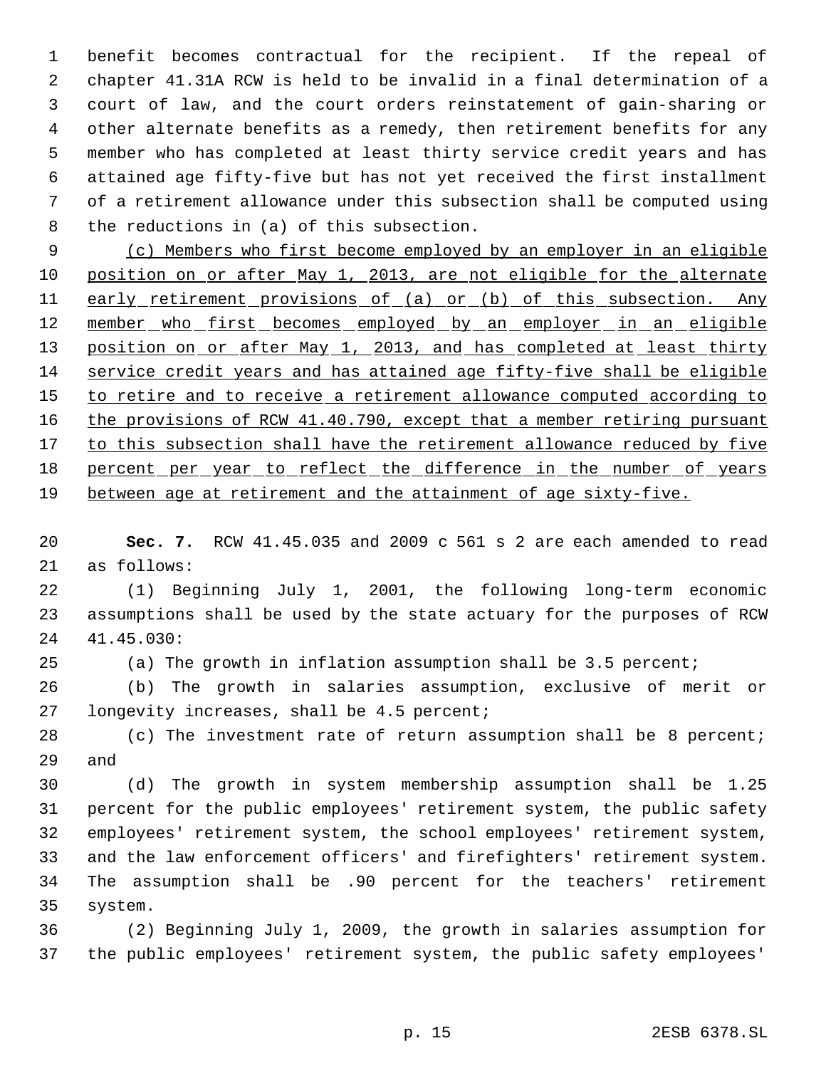benefit becomes contractual for the recipient. If the repeal of chapter 41.31A RCW is held to be invalid in a final determination of a court of law, and the court orders reinstatement of gain-sharing or other alternate benefits as a remedy, then retirement benefits for any member who has completed at least thirty service credit years and has attained age fifty-five but has not yet received the first installment of a retirement allowance under this subsection shall be computed using the reductions in (a) of this subsection.

<u>(c) Members who first become employed by an employer in an eligible position on or after May 1, 2013, are not eligible for the alternate early retirement provisions of (a) or (b) of this subsection. Any member who first becomes employed by an employer in an eligible position on or after May 1, 2013, and has completed at least thirty service credit years and has attained age fifty-five shall be eligible to retire and to receive a retirement allowance computed according to the provisions of RCW 41.40.790, except that a member retiring pursuant to this subsection shall have the retirement allowance reduced by five percent per year to reflect the difference in the number of years between age at retirement and the attainment of age sixty-five.</u>

**Sec. 7.** RCW 41.45.035 and 2009 c 561 s 2 are each amended to read as follows:

(1) Beginning July 1, 2001, the following long-term economic assumptions shall be used by the state actuary for the purposes of RCW 41.45.030:

(a) The growth in inflation assumption shall be 3.5 percent;

(b) The growth in salaries assumption, exclusive of merit or longevity increases, shall be 4.5 percent;

(c) The investment rate of return assumption shall be 8 percent; and

(d) The growth in system membership assumption shall be 1.25 percent for the public employees' retirement system, the public safety employees' retirement system, the school employees' retirement system, and the law enforcement officers' and firefighters' retirement system. The assumption shall be .90 percent for the teachers' retirement system.

(2) Beginning July 1, 2009, the growth in salaries assumption for the public employees' retirement system, the public safety employees'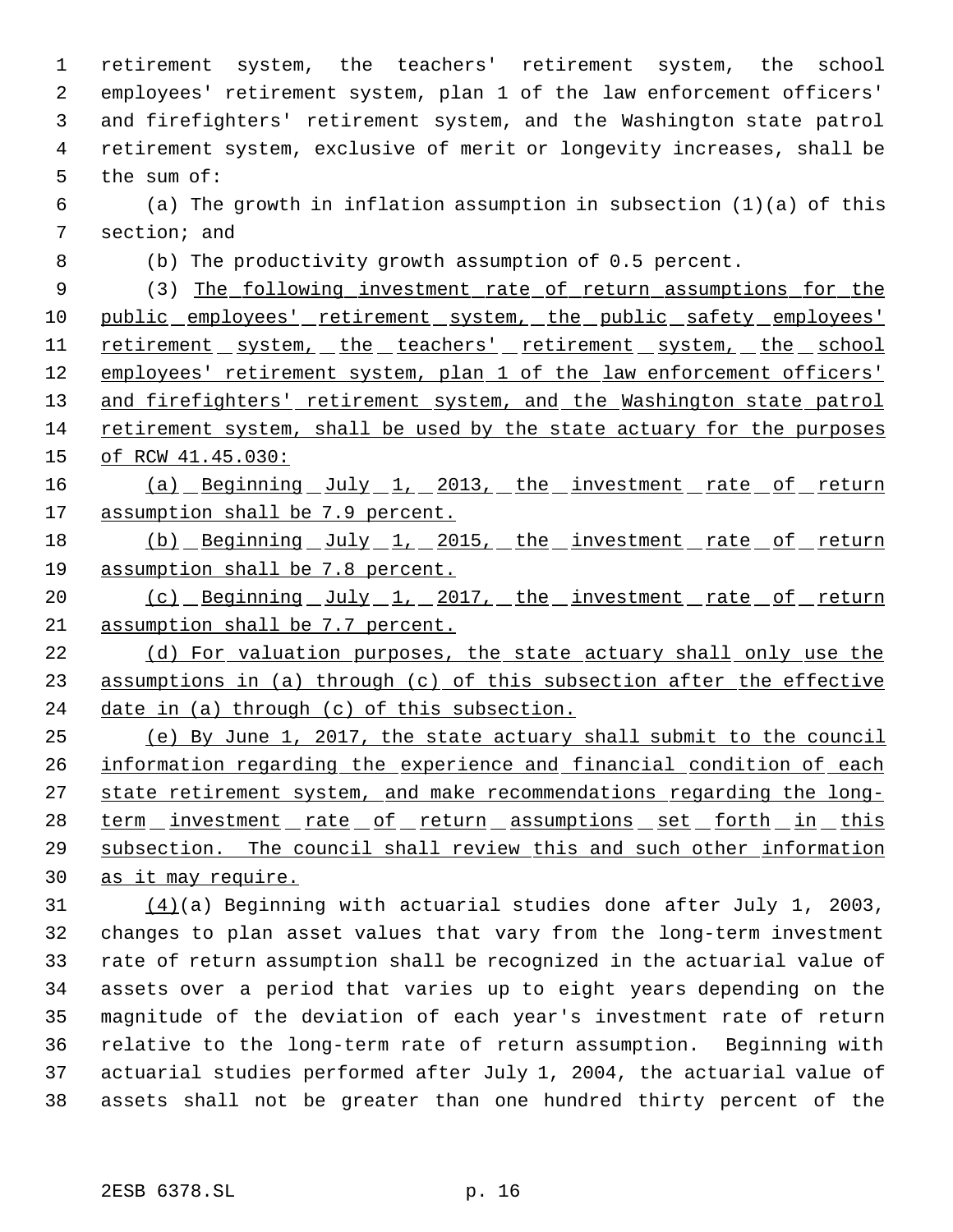retirement system, the teachers' retirement system, the school employees' retirement system, plan 1 of the law enforcement officers' and firefighters' retirement system, and the Washington state patrol retirement system, exclusive of merit or longevity increases, shall be the sum of:

(a) The growth in inflation assumption in subsection (1)(a) of this section; and

(b) The productivity growth assumption of 0.5 percent.

(3) The following investment rate of return assumptions for the public employees' retirement system, the public safety employees' retirement system, the teachers' retirement system, the school employees' retirement system, plan 1 of the law enforcement officers' and firefighters' retirement system, and the Washington state patrol retirement system, shall be used by the state actuary for the purposes of RCW 41.45.030:

(a) Beginning July 1, 2013, the investment rate of return assumption shall be 7.9 percent.

(b) Beginning July 1, 2015, the investment rate of return assumption shall be 7.8 percent.

(c) Beginning July 1, 2017, the investment rate of return assumption shall be 7.7 percent.

(d) For valuation purposes, the state actuary shall only use the assumptions in (a) through (c) of this subsection after the effective date in (a) through (c) of this subsection.

(e) By June 1, 2017, the state actuary shall submit to the council information regarding the experience and financial condition of each state retirement system, and make recommendations regarding the long-term investment rate of return assumptions set forth in this subsection. The council shall review this and such other information as it may require.

(4)(a) Beginning with actuarial studies done after July 1, 2003, changes to plan asset values that vary from the long-term investment rate of return assumption shall be recognized in the actuarial value of assets over a period that varies up to eight years depending on the magnitude of the deviation of each year's investment rate of return relative to the long-term rate of return assumption. Beginning with actuarial studies performed after July 1, 2004, the actuarial value of assets shall not be greater than one hundred thirty percent of the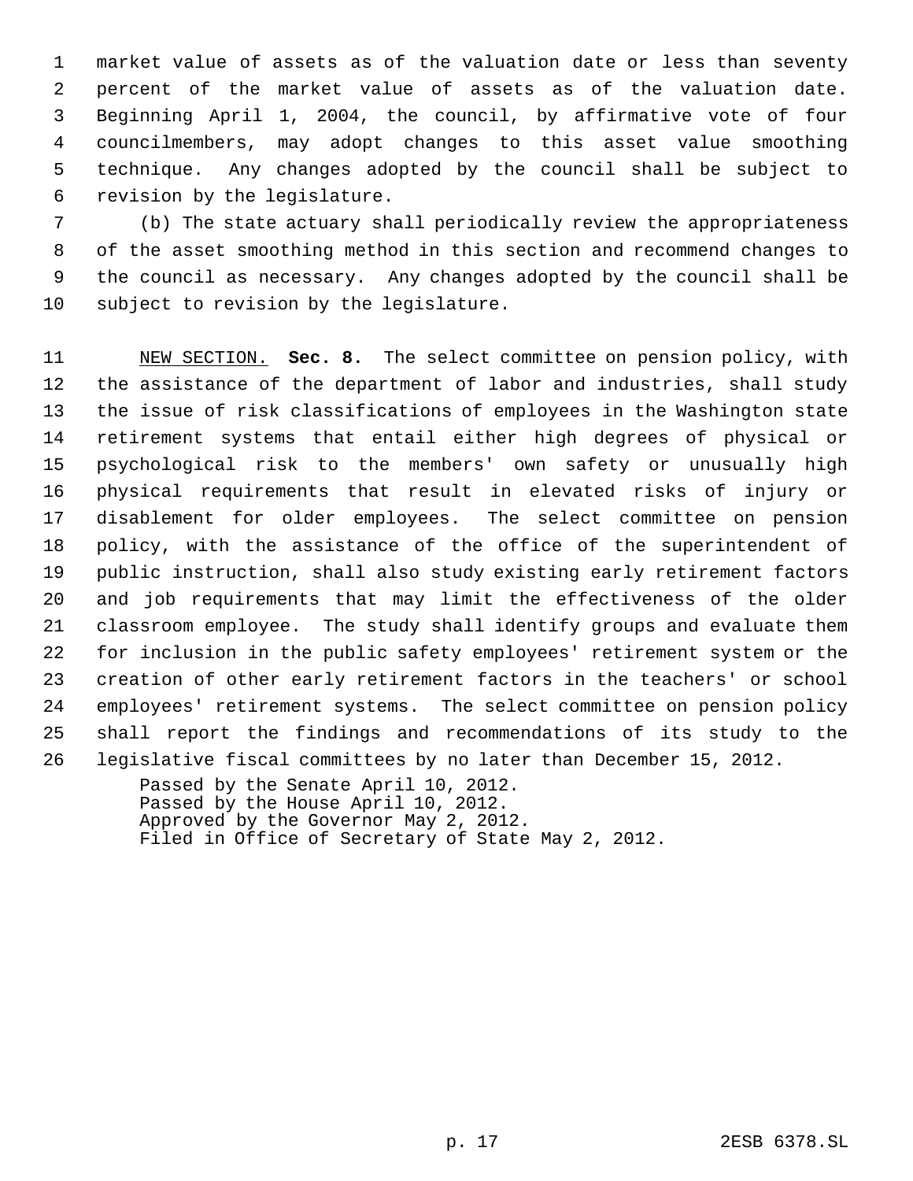market value of assets as of the valuation date or less than seventy percent of the market value of assets as of the valuation date. Beginning April 1, 2004, the council, by affirmative vote of four councilmembers, may adopt changes to this asset value smoothing technique. Any changes adopted by the council shall be subject to revision by the legislature.

(b) The state actuary shall periodically review the appropriateness of the asset smoothing method in this section and recommend changes to the council as necessary. Any changes adopted by the council shall be subject to revision by the legislature.

NEW SECTION. **Sec. 8.** The select committee on pension policy, with the assistance of the department of labor and industries, shall study the issue of risk classifications of employees in the Washington state retirement systems that entail either high degrees of physical or psychological risk to the members' own safety or unusually high physical requirements that result in elevated risks of injury or disablement for older employees. The select committee on pension policy, with the assistance of the office of the superintendent of public instruction, shall also study existing early retirement factors and job requirements that may limit the effectiveness of the older classroom employee. The study shall identify groups and evaluate them for inclusion in the public safety employees' retirement system or the creation of other early retirement factors in the teachers' or school employees' retirement systems. The select committee on pension policy shall report the findings and recommendations of its study to the legislative fiscal committees by no later than December 15, 2012.

Passed by the Senate April 10, 2012.
Passed by the House April 10, 2012.
Approved by the Governor May 2, 2012.
Filed in Office of Secretary of State May 2, 2012.